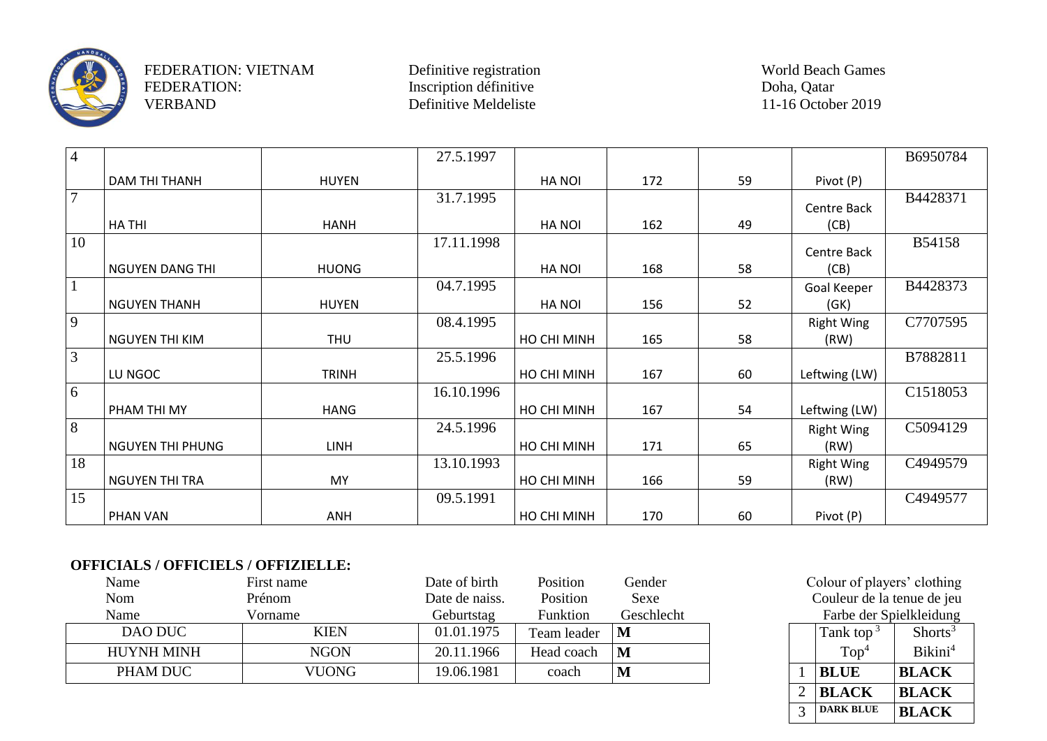FEDERATION: VIETNAM
FEDERATION:
VERBAND

Definitive registration
Inscription définitive
Definitive Meldeliste

World Beach Games
Doha, Qatar
11-16 October 2019

| | | | | | | | | |
|---|---|---|---|---|---|---|---|---|
| 4 | DAM THI THANH | HUYEN | 27.5.1997 | HA NOI | 172 | 59 | Pivot (P) | B6950784 |
| 7 | HA THI | HANH | 31.7.1995 | HA NOI | 162 | 49 | Centre Back (CB) | B4428371 |
| 10 | NGUYEN DANG THI | HUONG | 17.11.1998 | HA NOI | 168 | 58 | Centre Back (CB) | B54158 |
| 1 | NGUYEN THANH | HUYEN | 04.7.1995 | HA NOI | 156 | 52 | Goal Keeper (GK) | B4428373 |
| 9 | NGUYEN THI KIM | THU | 08.4.1995 | HO CHI MINH | 165 | 58 | Right Wing (RW) | C7707595 |
| 3 | LU NGOC | TRINH | 25.5.1996 | HO CHI MINH | 167 | 60 | Leftwing (LW) | B7882811 |
| 6 | PHAM THI MY | HANG | 16.10.1996 | HO CHI MINH | 167 | 54 | Leftwing (LW) | C1518053 |
| 8 | NGUYEN THI PHUNG | LINH | 24.5.1996 | HO CHI MINH | 171 | 65 | Right Wing (RW) | C5094129 |
| 18 | NGUYEN THI TRA | MY | 13.10.1993 | HO CHI MINH | 166 | 59 | Right Wing (RW) | C4949579 |
| 15 | PHAN VAN | ANH | 09.5.1991 | HO CHI MINH | 170 | 60 | Pivot (P) | C4949577 |

**OFFICIALS / OFFICIELS / OFFIZIELLE:**

| Name / Nom / Name | First name / Prénom / Vorname | Date of birth / Date de naiss. / Geburtstag | Position / Position / Funktion | Gender / Sexe / Geschlecht |
|---|---|---|---|---|
| DAO DUC | KIEN | 01.01.1975 | Team leader | **M** |
| HUYNH MINH | NGON | 20.11.1966 | Head coach | **M** |
| PHAM DUC | VUONG | 19.06.1981 | coach | **M** |

Colour of players' clothing
Couleur de la tenue de jeu
Farbe der Spielkleidung

| | Tank top[3] Top[4] | Shorts[3] Bikini[4] |
|---|---|---|
| 1 | **BLUE** | **BLACK** |
| 2 | **BLACK** | **BLACK** |
| 3 | **DARK BLUE** | **BLACK** |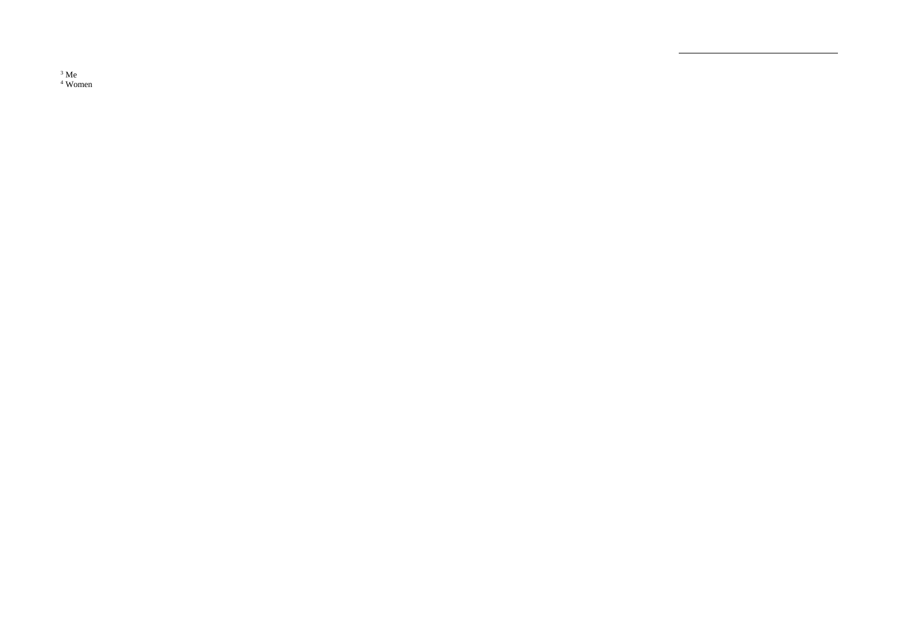[3] Me
[4] Women